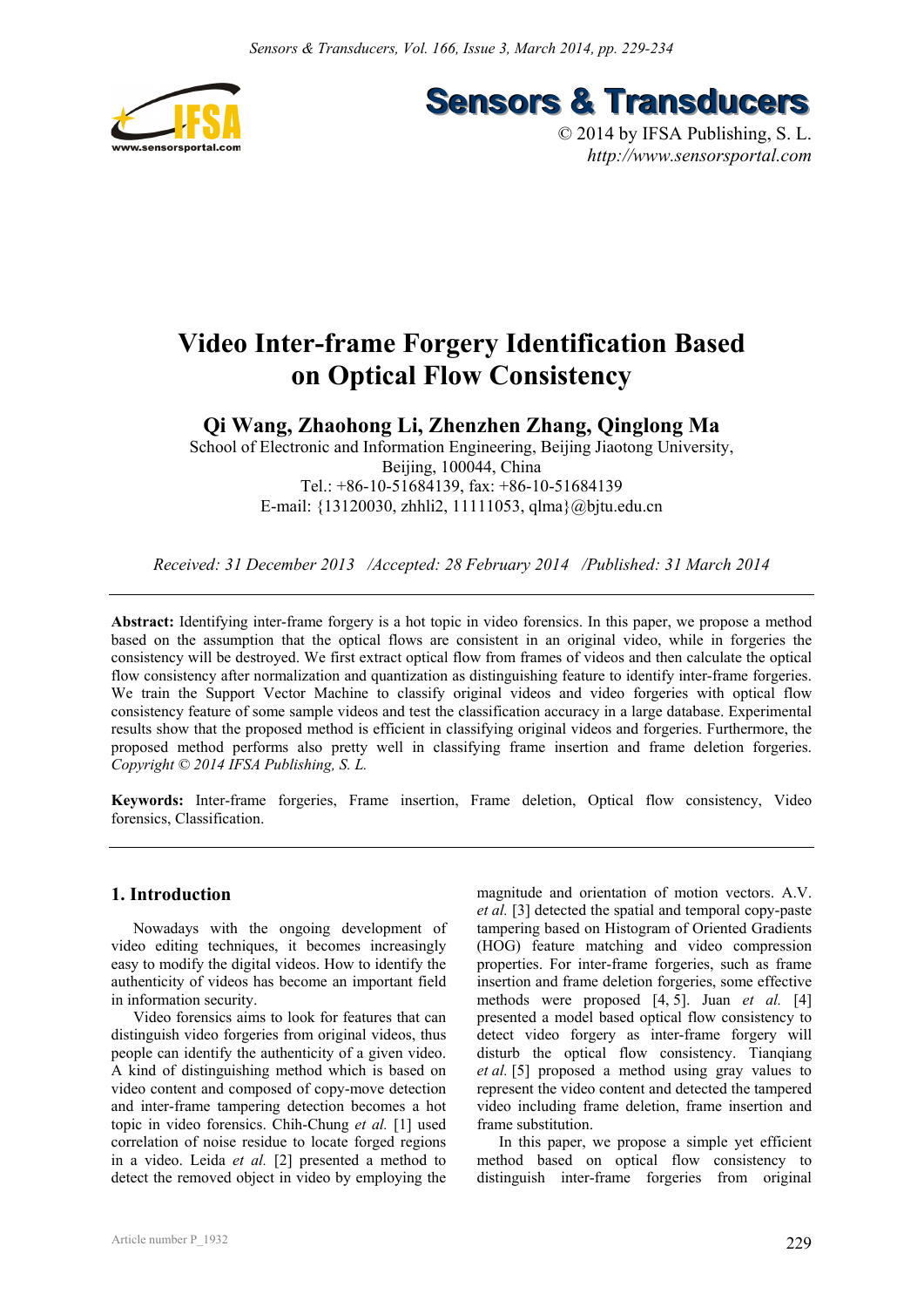# Video Inter-frame Forgery Identification Based on Optical Flow Consistency

## Qi Wang, Zhaohong Li, Zhenzhen Zhang, Qinglong Ma

School of Electronic and Information Engineering, Beijing Jiaotong University, Beijing, 100044, China
Tel.: +86-10-51684139, fax: +86-10-51684139
E-mail: {13120030, zhhli2, 11111053, qlma}@bjtu.edu.cn

*Received: 31 December 2013 /Accepted: 28 February 2014 /Published: 31 March 2014*

**Abstract:** Identifying inter-frame forgery is a hot topic in video forensics. In this paper, we propose a method based on the assumption that the optical flows are consistent in an original video, while in forgeries the consistency will be destroyed. We first extract optical flow from frames of videos and then calculate the optical flow consistency after normalization and quantization as distinguishing feature to identify inter-frame forgeries. We train the Support Vector Machine to classify original videos and video forgeries with optical flow consistency feature of some sample videos and test the classification accuracy in a large database. Experimental results show that the proposed method is efficient in classifying original videos and forgeries. Furthermore, the proposed method performs also pretty well in classifying frame insertion and frame deletion forgeries. *Copyright © 2014 IFSA Publishing, S. L.*

**Keywords:** Inter-frame forgeries, Frame insertion, Frame deletion, Optical flow consistency, Video forensics, Classification.

## 1. Introduction

Nowadays with the ongoing development of video editing techniques, it becomes increasingly easy to modify the digital videos. How to identify the authenticity of videos has become an important field in information security.

Video forensics aims to look for features that can distinguish video forgeries from original videos, thus people can identify the authenticity of a given video. A kind of distinguishing method which is based on video content and composed of copy-move detection and inter-frame tampering detection becomes a hot topic in video forensics. Chih-Chung *et al.* [1] used correlation of noise residue to locate forged regions in a video. Leida *et al.* [2] presented a method to detect the removed object in video by employing the magnitude and orientation of motion vectors. A.V. *et al.* [3] detected the spatial and temporal copy-paste tampering based on Histogram of Oriented Gradients (HOG) feature matching and video compression properties. For inter-frame forgeries, such as frame insertion and frame deletion forgeries, some effective methods were proposed [4, 5]. Juan *et al.* [4] presented a model based optical flow consistency to detect video forgery as inter-frame forgery will disturb the optical flow consistency. Tianqiang *et al.* [5] proposed a method using gray values to represent the video content and detected the tampered video including frame deletion, frame insertion and frame substitution.

In this paper, we propose a simple yet efficient method based on optical flow consistency to distinguish inter-frame forgeries from original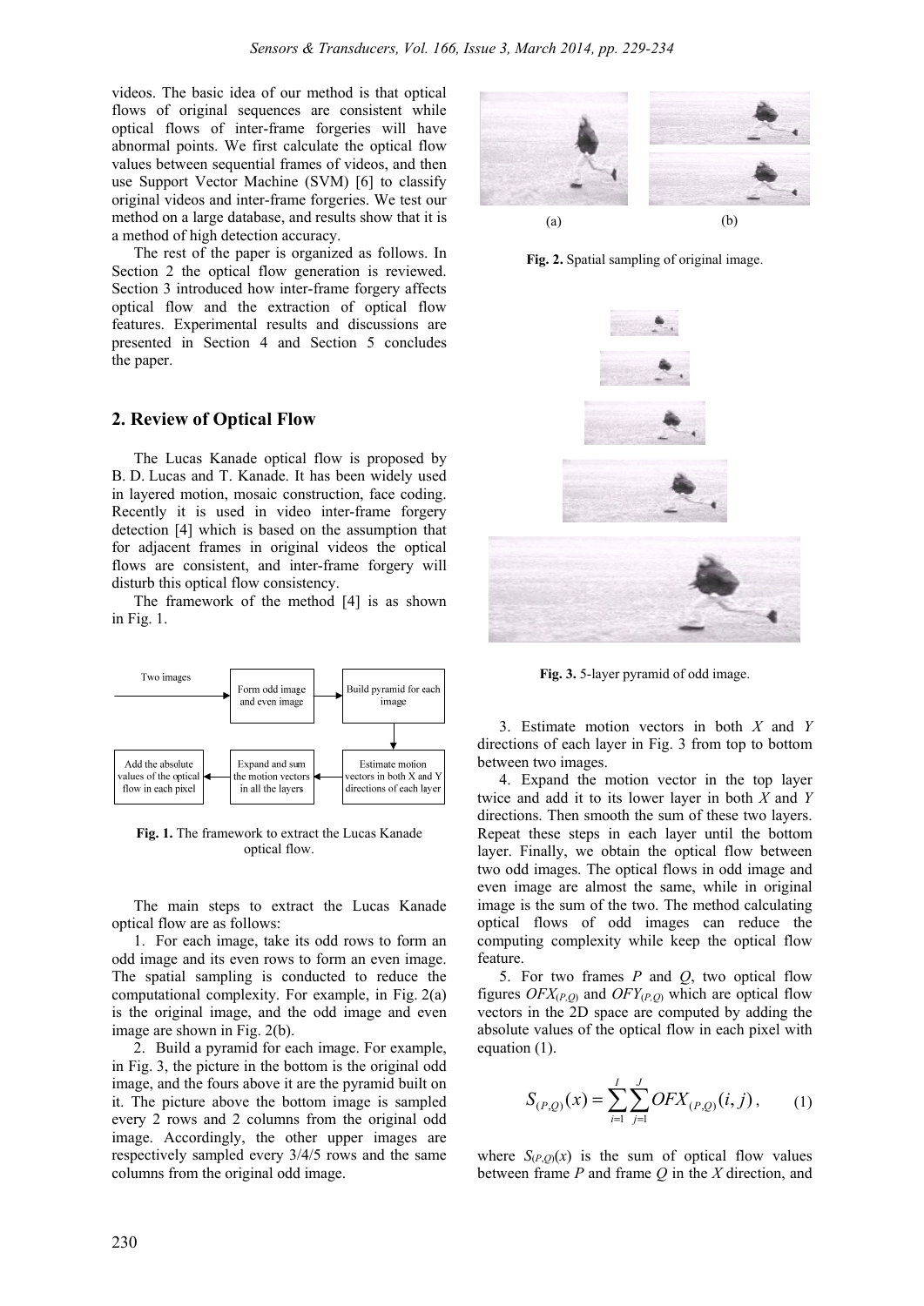videos. The basic idea of our method is that optical flows of original sequences are consistent while optical flows of inter-frame forgeries will have abnormal points. We first calculate the optical flow values between sequential frames of videos, and then use Support Vector Machine (SVM) [6] to classify original videos and inter-frame forgeries. We test our method on a large database, and results show that it is a method of high detection accuracy.

The rest of the paper is organized as follows. In Section 2 the optical flow generation is reviewed. Section 3 introduced how inter-frame forgery affects optical flow and the extraction of optical flow features. Experimental results and discussions are presented in Section 4 and Section 5 concludes the paper.

## 2. Review of Optical Flow

The Lucas Kanade optical flow is proposed by B. D. Lucas and T. Kanade. It has been widely used in layered motion, mosaic construction, face coding. Recently it is used in video inter-frame forgery detection [4] which is based on the assumption that for adjacent frames in original videos the optical flows are consistent, and inter-frame forgery will disturb this optical flow consistency.

The framework of the method [4] is as shown in Fig. 1.

Two images → Form odd image and even image → Build pyramid for each image → Estimate motion vectors in both X and Y directions of each layer → Expand and sum the motion vectors in all the layers → Add the absolute values of the optical flow in each pixel

**Fig. 1.** The framework to extract the Lucas Kanade optical flow.

The main steps to extract the Lucas Kanade optical flow are as follows:

1. For each image, take its odd rows to form an odd image and its even rows to form an even image. The spatial sampling is conducted to reduce the computational complexity. For example, in Fig. 2(a) is the original image, and the odd image and even image are shown in Fig. 2(b).
2. Build a pyramid for each image. For example, in Fig. 3, the picture in the bottom is the original odd image, and the fours above it are the pyramid built on it. The picture above the bottom image is sampled every 2 rows and 2 columns from the original odd image. Accordingly, the other upper images are respectively sampled every 3/4/5 rows and the same columns from the original odd image.

(a) (b)

**Fig. 2.** Spatial sampling of original image.

**Fig. 3.** 5-layer pyramid of odd image.

3. Estimate motion vectors in both $X$ and $Y$ directions of each layer in Fig. 3 from top to bottom between two images.
4. Expand the motion vector in the top layer twice and add it to its lower layer in both $X$ and $Y$ directions. Then smooth the sum of these two layers. Repeat these steps in each layer until the bottom layer. Finally, we obtain the optical flow between two odd images. The optical flows in odd image and even image are almost the same, while in original image is the sum of the two. The method calculating optical flows of odd images can reduce the computing complexity while keep the optical flow feature.
5. For two frames $P$ and $Q$, two optical flow figures $OFX_{(P,Q)}$ and $OFY_{(P,Q)}$ which are optical flow vectors in the 2D space are computed by adding the absolute values of the optical flow in each pixel with equation (1).

$$S_{(P,Q)}(x) = \sum_{i=1}^{I}\sum_{j=1}^{J} OFX_{(P,Q)}(i,j), \qquad (1)$$

where $S_{(P,Q)}(x)$ is the sum of optical flow values between frame $P$ and frame $Q$ in the $X$ direction, and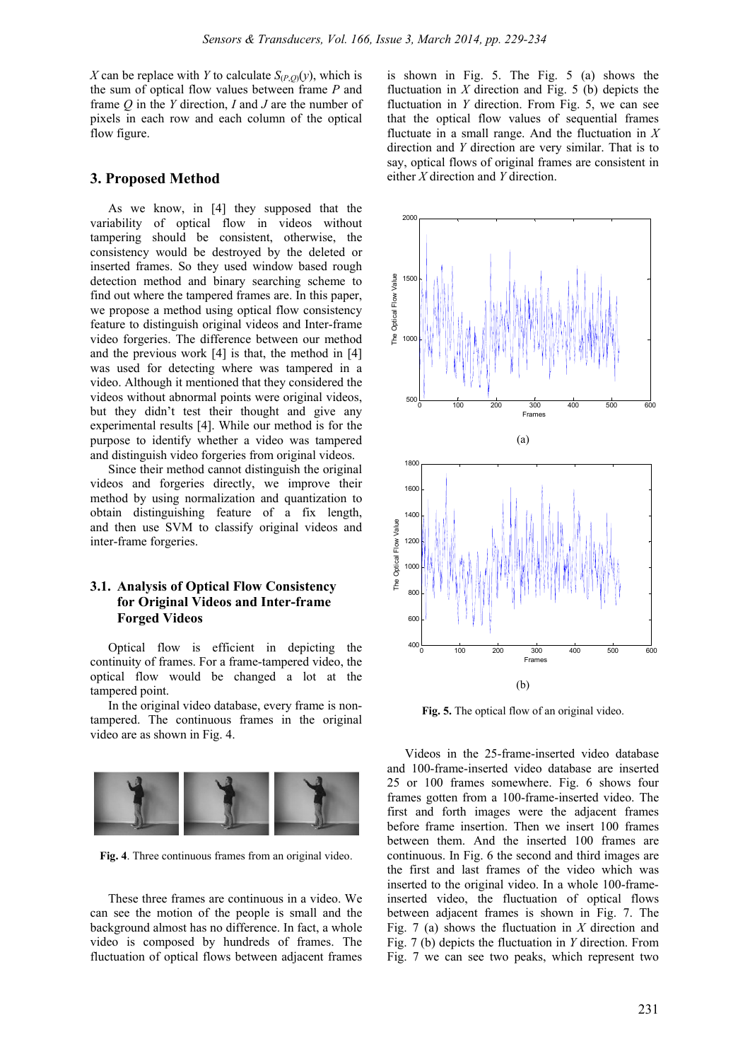$X$ can be replace with $Y$ to calculate $S_{(P,Q)}(y)$, which is the sum of optical flow values between frame $P$ and frame $Q$ in the $Y$ direction, $I$ and $J$ are the number of pixels in each row and each column of the optical flow figure.

## 3. Proposed Method

As we know, in [4] they supposed that the variability of optical flow in videos without tampering should be consistent, otherwise, the consistency would be destroyed by the deleted or inserted frames. So they used window based rough detection method and binary searching scheme to find out where the tampered frames are. In this paper, we propose a method using optical flow consistency feature to distinguish original videos and Inter-frame video forgeries. The difference between our method and the previous work [4] is that, the method in [4] was used for detecting where was tampered in a video. Although it mentioned that they considered the videos without abnormal points were original videos, but they didn't test their thought and give any experimental results [4]. While our method is for the purpose to identify whether a video was tampered and distinguish video forgeries from original videos.

Since their method cannot distinguish the original videos and forgeries directly, we improve their method by using normalization and quantization to obtain distinguishing feature of a fix length, and then use SVM to classify original videos and inter-frame forgeries.

### 3.1. Analysis of Optical Flow Consistency for Original Videos and Inter-frame Forged Videos

Optical flow is efficient in depicting the continuity of frames. For a frame-tampered video, the optical flow would be changed a lot at the tampered point.

In the original video database, every frame is non-tampered. The continuous frames in the original video are as shown in Fig. 4.

**Fig. 4**. Three continuous frames from an original video.

These three frames are continuous in a video. We can see the motion of the people is small and the background almost has no difference. In fact, a whole video is composed by hundreds of frames. The fluctuation of optical flows between adjacent frames is shown in Fig. 5. The Fig. 5 (a) shows the fluctuation in $X$ direction and Fig. 5 (b) depicts the fluctuation in $Y$ direction. From Fig. 5, we can see that the optical flow values of sequential frames fluctuate in a small range. And the fluctuation in $X$ direction and $Y$ direction are very similar. That is to say, optical flows of original frames are consistent in either $X$ direction and $Y$ direction.

(a)

(b)

**Fig. 5.** The optical flow of an original video.

Videos in the 25-frame-inserted video database and 100-frame-inserted video database are inserted 25 or 100 frames somewhere. Fig. 6 shows four frames gotten from a 100-frame-inserted video. The first and forth images were the adjacent frames before frame insertion. Then we insert 100 frames between them. And the inserted 100 frames are continuous. In Fig. 6 the second and third images are the first and last frames of the video which was inserted to the original video. In a whole 100-frame-inserted video, the fluctuation of optical flows between adjacent frames is shown in Fig. 7. The Fig. 7 (a) shows the fluctuation in $X$ direction and Fig. 7 (b) depicts the fluctuation in $Y$ direction. From Fig. 7 we can see two peaks, which represent two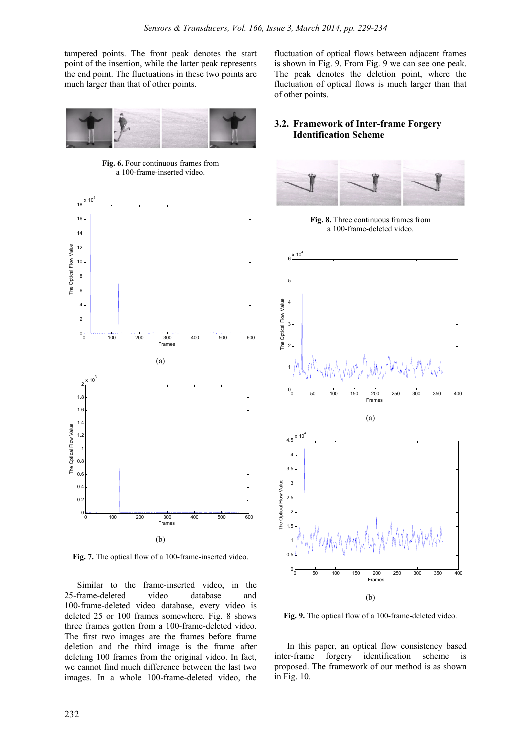tampered points. The front peak denotes the start point of the insertion, while the latter peak represents the end point. The fluctuations in these two points are much larger than that of other points.

**Fig. 6.** Four continuous frames from a 100-frame-inserted video.

(a)

(b)

**Fig. 7.** The optical flow of a 100-frame-inserted video.

Similar to the frame-inserted video, in the 25-frame-deleted video database and 100-frame-deleted video database, every video is deleted 25 or 100 frames somewhere. Fig. 8 shows three frames gotten from a 100-frame-deleted video. The first two images are the frames before frame deletion and the third image is the frame after deleting 100 frames from the original video. In fact, we cannot find much difference between the last two images. In a whole 100-frame-deleted video, the fluctuation of optical flows between adjacent frames is shown in Fig. 9. From Fig. 9 we can see one peak. The peak denotes the deletion point, where the fluctuation of optical flows is much larger than that of other points.

### 3.2. Framework of Inter-frame Forgery Identification Scheme

**Fig. 8.** Three continuous frames from a 100-frame-deleted video.

(a)

(b)

**Fig. 9.** The optical flow of a 100-frame-deleted video.

In this paper, an optical flow consistency based inter-frame forgery identification scheme is proposed. The framework of our method is as shown in Fig. 10.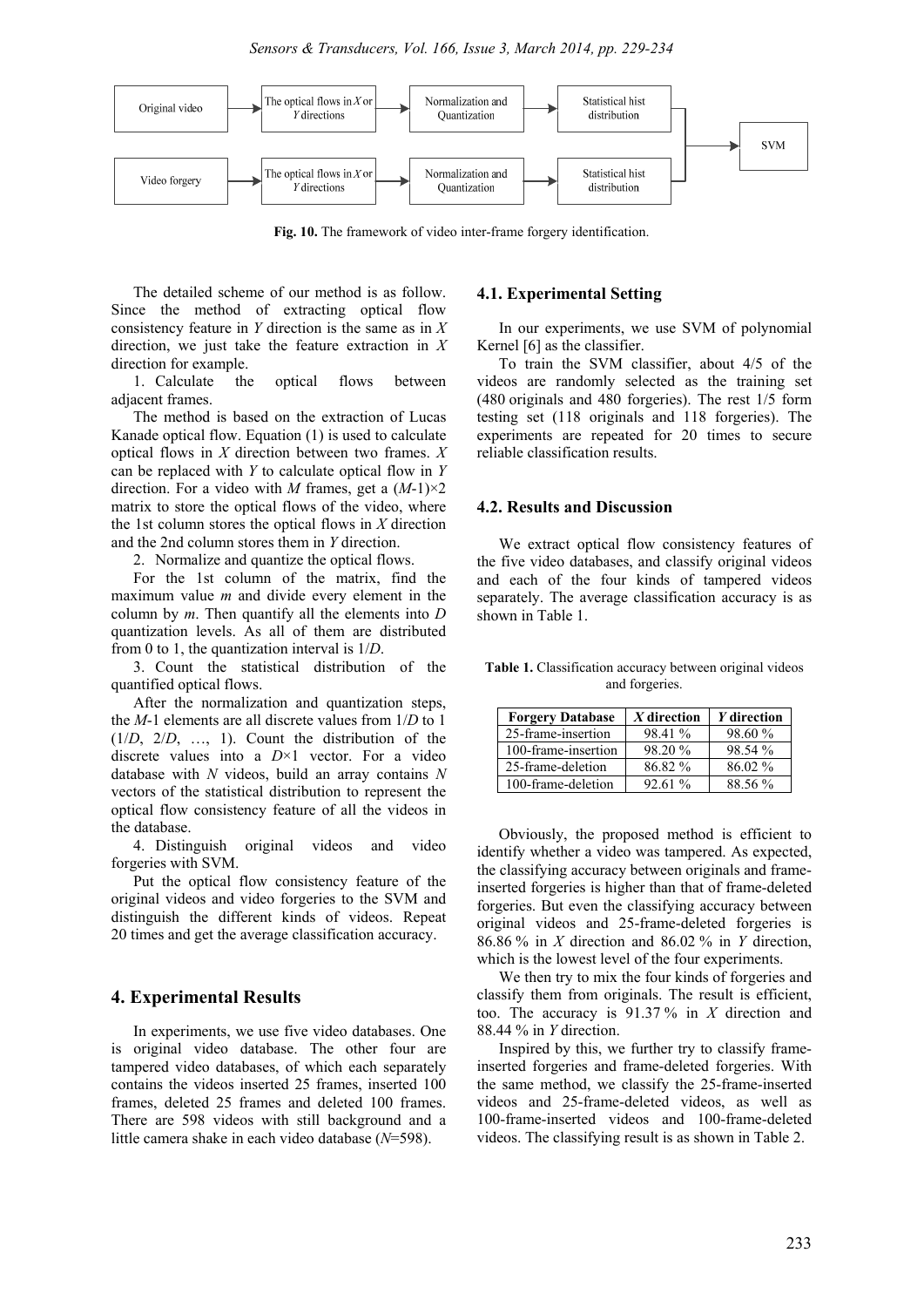Fig. 10. The framework of video inter-frame forgery identification.

The detailed scheme of our method is as follow. Since the method of extracting optical flow consistency feature in *Y* direction is the same as in *X* direction, we just take the feature extraction in *X* direction for example.

1. Calculate the optical flows between adjacent frames.

The method is based on the extraction of Lucas Kanade optical flow. Equation (1) is used to calculate optical flows in *X* direction between two frames. *X* can be replaced with *Y* to calculate optical flow in *Y* direction. For a video with *M* frames, get a $(M-1)\times 2$ matrix to store the optical flows of the video, where the 1st column stores the optical flows in *X* direction and the 2nd column stores them in *Y* direction.

2. Normalize and quantize the optical flows.

For the 1st column of the matrix, find the maximum value *m* and divide every element in the column by *m*. Then quantify all the elements into *D* quantization levels. As all of them are distributed from 0 to 1, the quantization interval is $1/D$.

3. Count the statistical distribution of the quantified optical flows.

After the normalization and quantization steps, the $M-1$ elements are all discrete values from $1/D$ to 1 ($1/D$, $2/D$, …, 1). Count the distribution of the discrete values into a $D\times 1$ vector. For a video database with *N* videos, build an array contains *N* vectors of the statistical distribution to represent the optical flow consistency feature of all the videos in the database.

4. Distinguish original videos and video forgeries with SVM.

Put the optical flow consistency feature of the original videos and video forgeries to the SVM and distinguish the different kinds of videos. Repeat 20 times and get the average classification accuracy.

## 4. Experimental Results

In experiments, we use five video databases. One is original video database. The other four are tampered video databases, of which each separately contains the videos inserted 25 frames, inserted 100 frames, deleted 25 frames and deleted 100 frames. There are 598 videos with still background and a little camera shake in each video database ($N$=598).

### 4.1. Experimental Setting

In our experiments, we use SVM of polynomial Kernel [6] as the classifier.

To train the SVM classifier, about 4/5 of the videos are randomly selected as the training set (480 originals and 480 forgeries). The rest 1/5 form testing set (118 originals and 118 forgeries). The experiments are repeated for 20 times to secure reliable classification results.

### 4.2. Results and Discussion

We extract optical flow consistency features of the five video databases, and classify original videos and each of the four kinds of tampered videos separately. The average classification accuracy is as shown in Table 1.

**Table 1.** Classification accuracy between original videos and forgeries.

| Forgery Database | *X* direction | *Y* direction |
|---|---|---|
| 25-frame-insertion | 98.41 % | 98.60 % |
| 100-frame-insertion | 98.20 % | 98.54 % |
| 25-frame-deletion | 86.82 % | 86.02 % |
| 100-frame-deletion | 92.61 % | 88.56 % |

Obviously, the proposed method is efficient to identify whether a video was tampered. As expected, the classifying accuracy between originals and frame-inserted forgeries is higher than that of frame-deleted forgeries. But even the classifying accuracy between original videos and 25-frame-deleted forgeries is 86.86 % in *X* direction and 86.02 % in *Y* direction, which is the lowest level of the four experiments.

We then try to mix the four kinds of forgeries and classify them from originals. The result is efficient, too. The accuracy is 91.37 % in *X* direction and 88.44 % in *Y* direction.

Inspired by this, we further try to classify frame-inserted forgeries and frame-deleted forgeries. With the same method, we classify the 25-frame-inserted videos and 25-frame-deleted videos, as well as 100-frame-inserted videos and 100-frame-deleted videos. The classifying result is as shown in Table 2.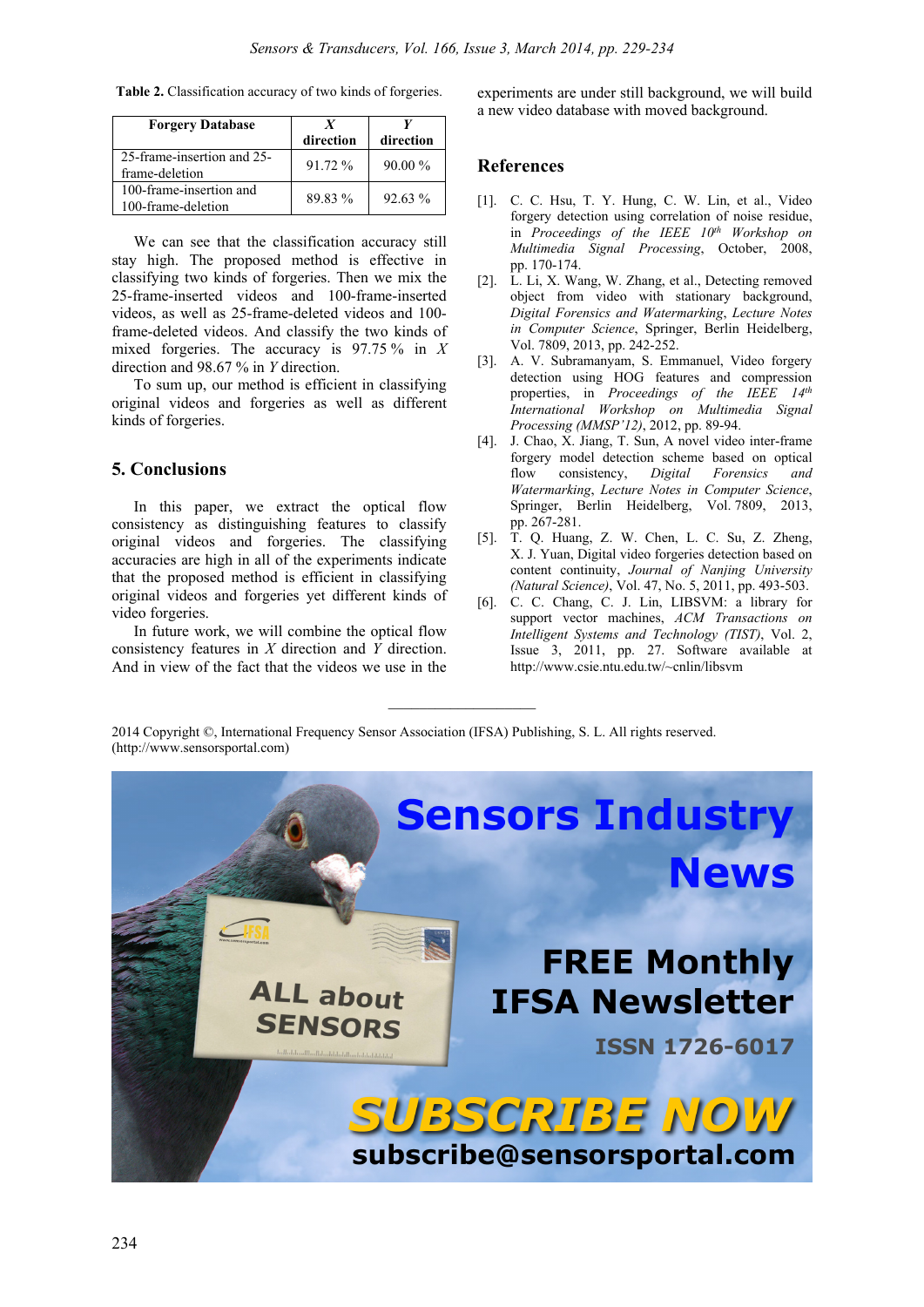**Table 2.** Classification accuracy of two kinds of forgeries.

| Forgery Database | *X* direction | *Y* direction |
|---|---|---|
| 25-frame-insertion and 25-frame-deletion | 91.72 % | 90.00 % |
| 100-frame-insertion and 100-frame-deletion | 89.83 % | 92.63 % |

We can see that the classification accuracy still stay high. The proposed method is effective in classifying two kinds of forgeries. Then we mix the 25-frame-inserted videos and 100-frame-inserted videos, as well as 25-frame-deleted videos and 100-frame-deleted videos. And classify the two kinds of mixed forgeries. The accuracy is 97.75 % in *X* direction and 98.67 % in *Y* direction.

To sum up, our method is efficient in classifying original videos and forgeries as well as different kinds of forgeries.

## 5. Conclusions

In this paper, we extract the optical flow consistency as distinguishing features to classify original videos and forgeries. The classifying accuracies are high in all of the experiments indicate that the proposed method is efficient in classifying original videos and forgeries yet different kinds of video forgeries.

In future work, we will combine the optical flow consistency features in *X* direction and *Y* direction. And in view of the fact that the videos we use in the experiments are under still background, we will build a new video database with moved background.

## References

[1]. C. C. Hsu, T. Y. Hung, C. W. Lin, et al., Video forgery detection using correlation of noise residue, in *Proceedings of the IEEE 10th Workshop on Multimedia Signal Processing*, October, 2008, pp. 170-174.

[2]. L. Li, X. Wang, W. Zhang, et al., Detecting removed object from video with stationary background, *Digital Forensics and Watermarking*, *Lecture Notes in Computer Science*, Springer, Berlin Heidelberg, Vol. 7809, 2013, pp. 242-252.

[3]. A. V. Subramanyam, S. Emmanuel, Video forgery detection using HOG features and compression properties, in *Proceedings of the IEEE 14th International Workshop on Multimedia Signal Processing (MMSP'12)*, 2012, pp. 89-94.

[4]. J. Chao, X. Jiang, T. Sun, A novel video inter-frame forgery model detection scheme based on optical flow consistency, *Digital Forensics and Watermarking*, *Lecture Notes in Computer Science*, Springer, Berlin Heidelberg, Vol. 7809, 2013, pp. 267-281.

[5]. T. Q. Huang, Z. W. Chen, L. C. Su, Z. Zheng, X. J. Yuan, Digital video forgeries detection based on content continuity, *Journal of Nanjing University (Natural Science)*, Vol. 47, No. 5, 2011, pp. 493-503.

[6]. C. C. Chang, C. J. Lin, LIBSVM: a library for support vector machines, *ACM Transactions on Intelligent Systems and Technology (TIST)*, Vol. 2, Issue 3, 2011, pp. 27. Software available at http://www.csie.ntu.edu.tw/~cnlin/libsvm

2014 Copyright ©, International Frequency Sensor Association (IFSA) Publishing, S. L. All rights reserved. (http://www.sensorsportal.com)

Sensors Industry News

FREE Monthly IFSA Newsletter

ISSN 1726-6017

SUBSCRIBE NOW

subscribe@sensorsportal.com